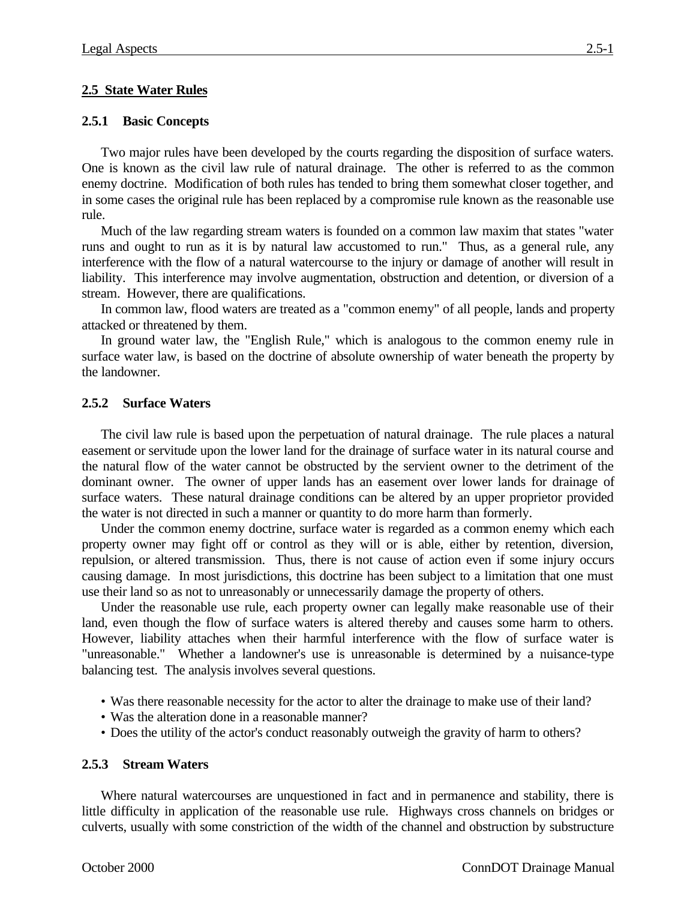## 2.5 State Water Rules

### 2.5.1 Basic Concepts

Two major rules have been developed by the courts regarding the disposition of surface waters. One is known as the civil law rule of natural drainage. The other is referred to as the common enemy doctrine. Modification of both rules has tended to bring them somewhat closer together, and in some cases the original rule has been replaced by a compromise rule known as the reasonable use rule.

Much of the law regarding stream waters is founded on a common law maxim that states "water runs and ought to run as it is by natural law accustomed to run." Thus, as a general rule, any interference with the flow of a natural watercourse to the injury or damage of another will result in liability. This interference may involve augmentation, obstruction and detention, or diversion of a stream. However, there are qualifications.

In common law, flood waters are treated as a "common enemy" of all people, lands and property attacked or threatened by them.

In ground water law, the "English Rule," which is analogous to the common enemy rule in surface water law, is based on the doctrine of absolute ownership of water beneath the property by the landowner.

### 2.5.2 Surface Waters

The civil law rule is based upon the perpetuation of natural drainage. The rule places a natural easement or servitude upon the lower land for the drainage of surface water in its natural course and the natural flow of the water cannot be obstructed by the servient owner to the detriment of the dominant owner. The owner of upper lands has an easement over lower lands for drainage of surface waters. These natural drainage conditions can be altered by an upper proprietor provided the water is not directed in such a manner or quantity to do more harm than formerly.

Under the common enemy doctrine, surface water is regarded as a common enemy which each property owner may fight off or control as they will or is able, either by retention, diversion, repulsion, or altered transmission. Thus, there is not cause of action even if some injury occurs causing damage. In most jurisdictions, this doctrine has been subject to a limitation that one must use their land so as not to unreasonably or unnecessarily damage the property of others.

Under the reasonable use rule, each property owner can legally make reasonable use of their land, even though the flow of surface waters is altered thereby and causes some harm to others. However, liability attaches when their harmful interference with the flow of surface water is "unreasonable." Whether a landowner's use is unreasonable is determined by a nuisance-type balancing test. The analysis involves several questions.

- Was there reasonable necessity for the actor to alter the drainage to make use of their land?
- Was the alteration done in a reasonable manner?
- Does the utility of the actor's conduct reasonably outweigh the gravity of harm to others?

### 2.5.3 Stream Waters

Where natural watercourses are unquestioned in fact and in permanence and stability, there is little difficulty in application of the reasonable use rule. Highways cross channels on bridges or culverts, usually with some constriction of the width of the channel and obstruction by substructure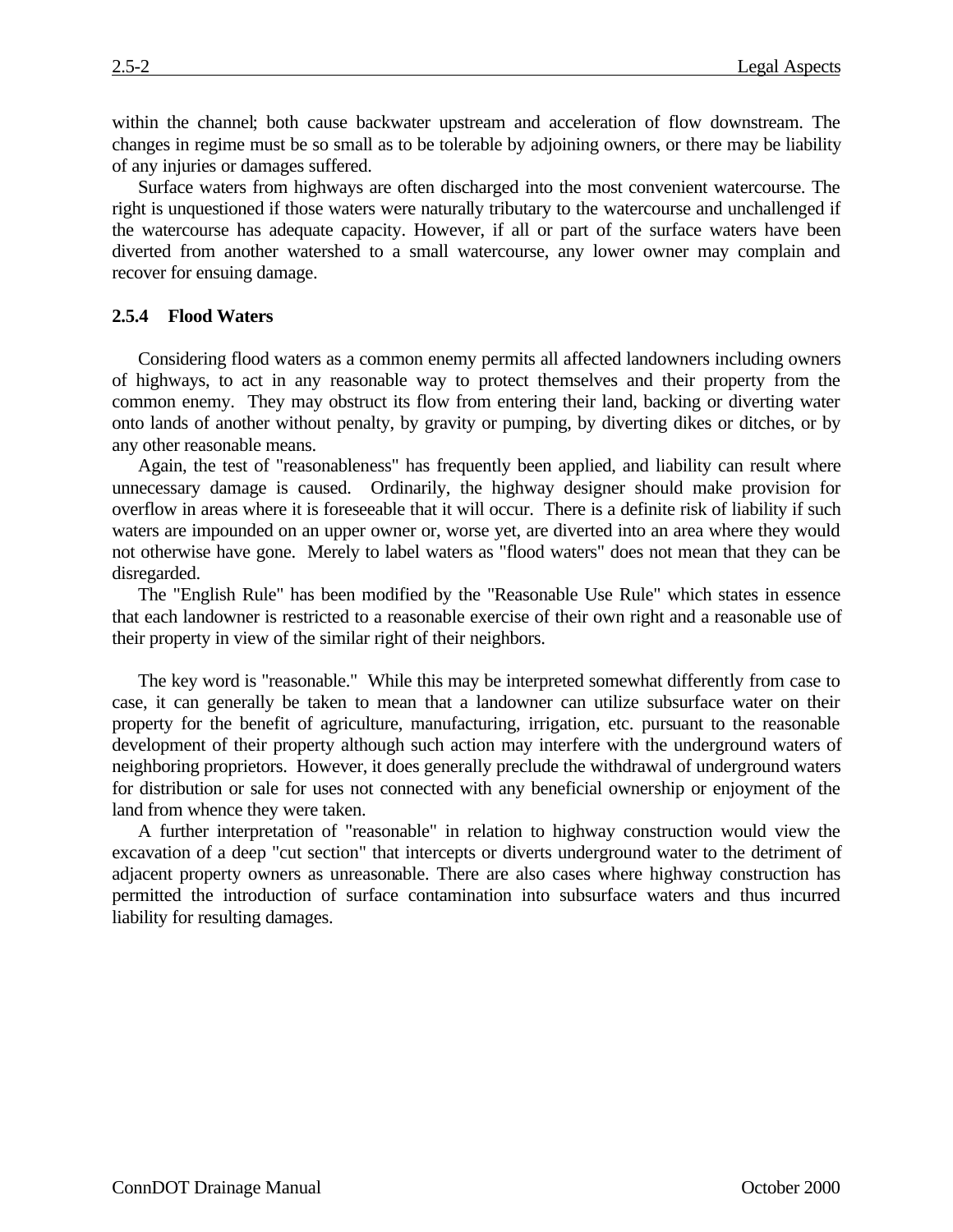within the channel; both cause backwater upstream and acceleration of flow downstream. The changes in regime must be so small as to be tolerable by adjoining owners, or there may be liability of any injuries or damages suffered.

Surface waters from highways are often discharged into the most convenient watercourse. The right is unquestioned if those waters were naturally tributary to the watercourse and unchallenged if the watercourse has adequate capacity. However, if all or part of the surface waters have been diverted from another watershed to a small watercourse, any lower owner may complain and recover for ensuing damage.

### 2.5.4 Flood Waters

Considering flood waters as a common enemy permits all affected landowners including owners of highways, to act in any reasonable way to protect themselves and their property from the common enemy. They may obstruct its flow from entering their land, backing or diverting water onto lands of another without penalty, by gravity or pumping, by diverting dikes or ditches, or by any other reasonable means.

Again, the test of "reasonableness" has frequently been applied, and liability can result where unnecessary damage is caused. Ordinarily, the highway designer should make provision for overflow in areas where it is foreseeable that it will occur. There is a definite risk of liability if such waters are impounded on an upper owner or, worse yet, are diverted into an area where they would not otherwise have gone. Merely to label waters as "flood waters" does not mean that they can be disregarded.

The "English Rule" has been modified by the "Reasonable Use Rule" which states in essence that each landowner is restricted to a reasonable exercise of their own right and a reasonable use of their property in view of the similar right of their neighbors.

The key word is "reasonable." While this may be interpreted somewhat differently from case to case, it can generally be taken to mean that a landowner can utilize subsurface water on their property for the benefit of agriculture, manufacturing, irrigation, etc. pursuant to the reasonable development of their property although such action may interfere with the underground waters of neighboring proprietors. However, it does generally preclude the withdrawal of underground waters for distribution or sale for uses not connected with any beneficial ownership or enjoyment of the land from whence they were taken.

A further interpretation of "reasonable" in relation to highway construction would view the excavation of a deep "cut section" that intercepts or diverts underground water to the detriment of adjacent property owners as unreasonable. There are also cases where highway construction has permitted the introduction of surface contamination into subsurface waters and thus incurred liability for resulting damages.